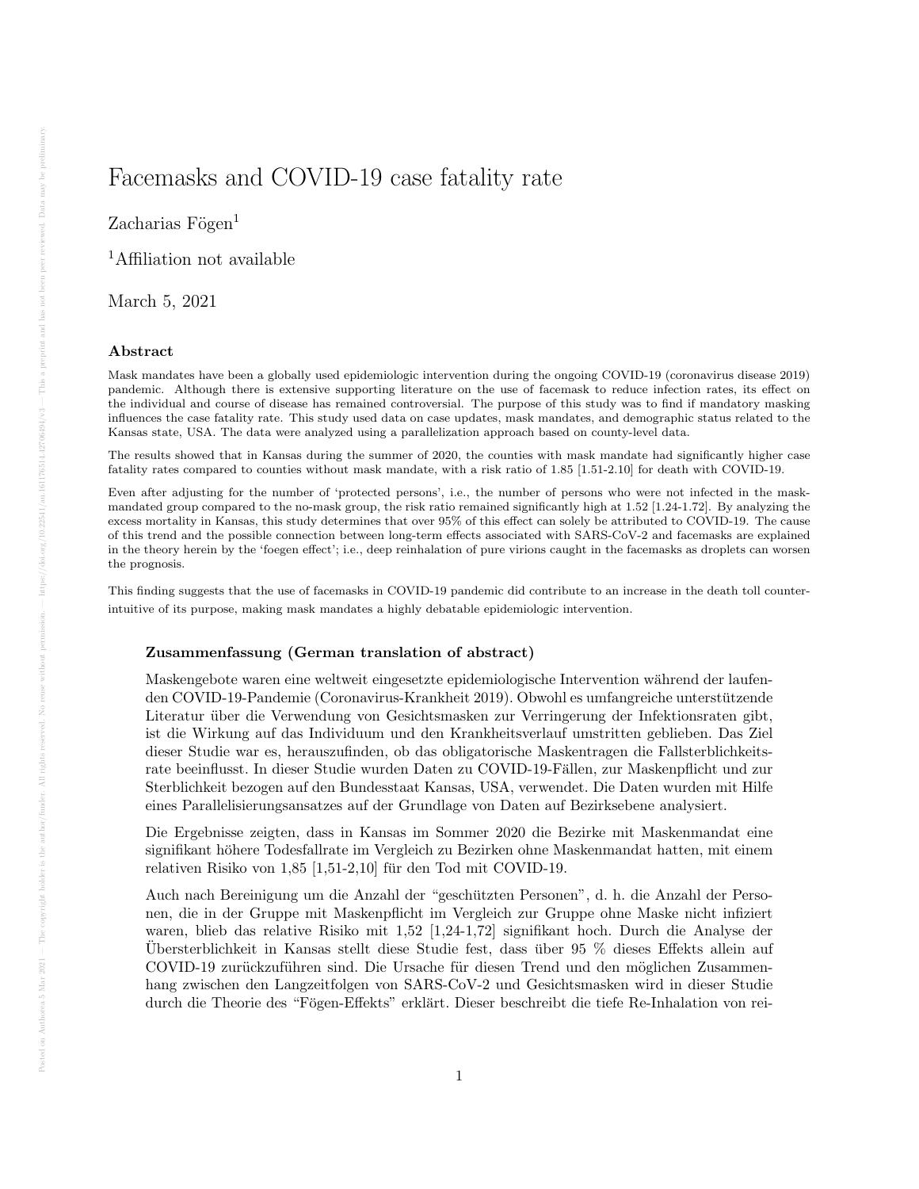# Facemasks and COVID-19 case fatality rate

Zacharias Fögen[1]

[1]Affiliation not available

March 5, 2021

## Abstract

Mask mandates have been a globally used epidemiologic intervention during the ongoing COVID-19 (coronavirus disease 2019) pandemic. Although there is extensive supporting literature on the use of facemask to reduce infection rates, its effect on the individual and course of disease has remained controversial. The purpose of this study was to find if mandatory masking influences the case fatality rate. This study used data on case updates, mask mandates, and demographic status related to the Kansas state, USA. The data were analyzed using a parallelization approach based on county-level data.

The results showed that in Kansas during the summer of 2020, the counties with mask mandate had significantly higher case fatality rates compared to counties without mask mandate, with a risk ratio of 1.85 [1.51-2.10] for death with COVID-19.

Even after adjusting for the number of 'protected persons', i.e., the number of persons who were not infected in the mask-mandated group compared to the no-mask group, the risk ratio remained significantly high at 1.52 [1.24-1.72]. By analyzing the excess mortality in Kansas, this study determines that over 95% of this effect can solely be attributed to COVID-19. The cause of this trend and the possible connection between long-term effects associated with SARS-CoV-2 and facemasks are explained in the theory herein by the 'foegen effect'; i.e., deep reinhalation of pure virions caught in the facemasks as droplets can worsen the prognosis.

This finding suggests that the use of facemasks in COVID-19 pandemic did contribute to an increase in the death toll counter-intuitive of its purpose, making mask mandates a highly debatable epidemiologic intervention.

### Zusammenfassung (German translation of abstract)

Maskengebote waren eine weltweit eingesetzte epidemiologische Intervention während der laufenden COVID-19-Pandemie (Coronavirus-Krankheit 2019). Obwohl es umfangreiche unterstützende Literatur über die Verwendung von Gesichtsmasken zur Verringerung der Infektionsraten gibt, ist die Wirkung auf das Individuum und den Krankheitsverlauf umstritten geblieben. Das Ziel dieser Studie war es, herauszufinden, ob das obligatorische Maskentragen die Fallsterblichkeitsrate beeinflusst. In dieser Studie wurden Daten zu COVID-19-Fällen, zur Maskenpflicht und zur Sterblichkeit bezogen auf den Bundesstaat Kansas, USA, verwendet. Die Daten wurden mit Hilfe eines Parallelisierungsansatzes auf der Grundlage von Daten auf Bezirksebene analysiert.

Die Ergebnisse zeigten, dass in Kansas im Sommer 2020 die Bezirke mit Maskenmandat eine signifikant höhere Todesfallrate im Vergleich zu Bezirken ohne Maskenmandat hatten, mit einem relativen Risiko von 1,85 [1,51-2,10] für den Tod mit COVID-19.

Auch nach Bereinigung um die Anzahl der "geschützten Personen", d. h. die Anzahl der Personen, die in der Gruppe mit Maskenpflicht im Vergleich zur Gruppe ohne Maske nicht infiziert waren, blieb das relative Risiko mit 1,52 [1,24-1,72] signifikant hoch. Durch die Analyse der Übersterblichkeit in Kansas stellt diese Studie fest, dass über 95 % dieses Effekts allein auf COVID-19 zurückzuführen sind. Die Ursache für diesen Trend und den möglichen Zusammenhang zwischen den Langzeitfolgen von SARS-CoV-2 und Gesichtsmasken wird in dieser Studie durch die Theorie des "Fögen-Effekts" erklärt. Dieser beschreibt die tiefe Re-Inhalation von rei-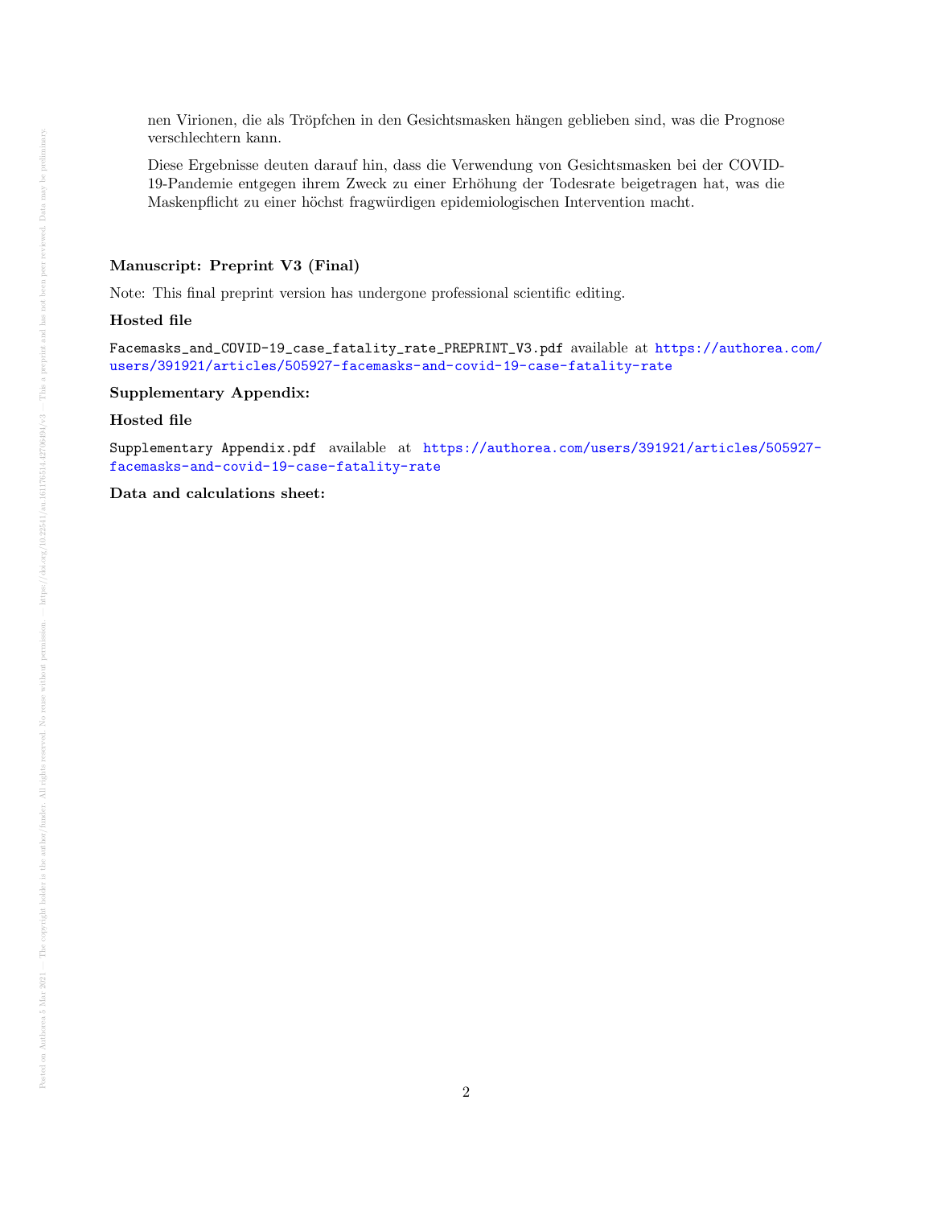nen Virionen, die als Tröpfchen in den Gesichtsmasken hängen geblieben sind, was die Prognose verschlechtern kann.

Diese Ergebnisse deuten darauf hin, dass die Verwendung von Gesichtsmasken bei der COVID-19-Pandemie entgegen ihrem Zweck zu einer Erhöhung der Todesrate beigetragen hat, was die Maskenpflicht zu einer höchst fragwürdigen epidemiologischen Intervention macht.

**Manuscript: Preprint V3 (Final)**

Note: This final preprint version has undergone professional scientific editing.

**Hosted file**

`Facemasks_and_COVID-19_case_fatality_rate_PREPRINT_V3.pdf` available at https://authorea.com/users/391921/articles/505927-facemasks-and-covid-19-case-fatality-rate

**Supplementary Appendix:**

**Hosted file**

`Supplementary Appendix.pdf` available at https://authorea.com/users/391921/articles/505927-facemasks-and-covid-19-case-fatality-rate

**Data and calculations sheet:**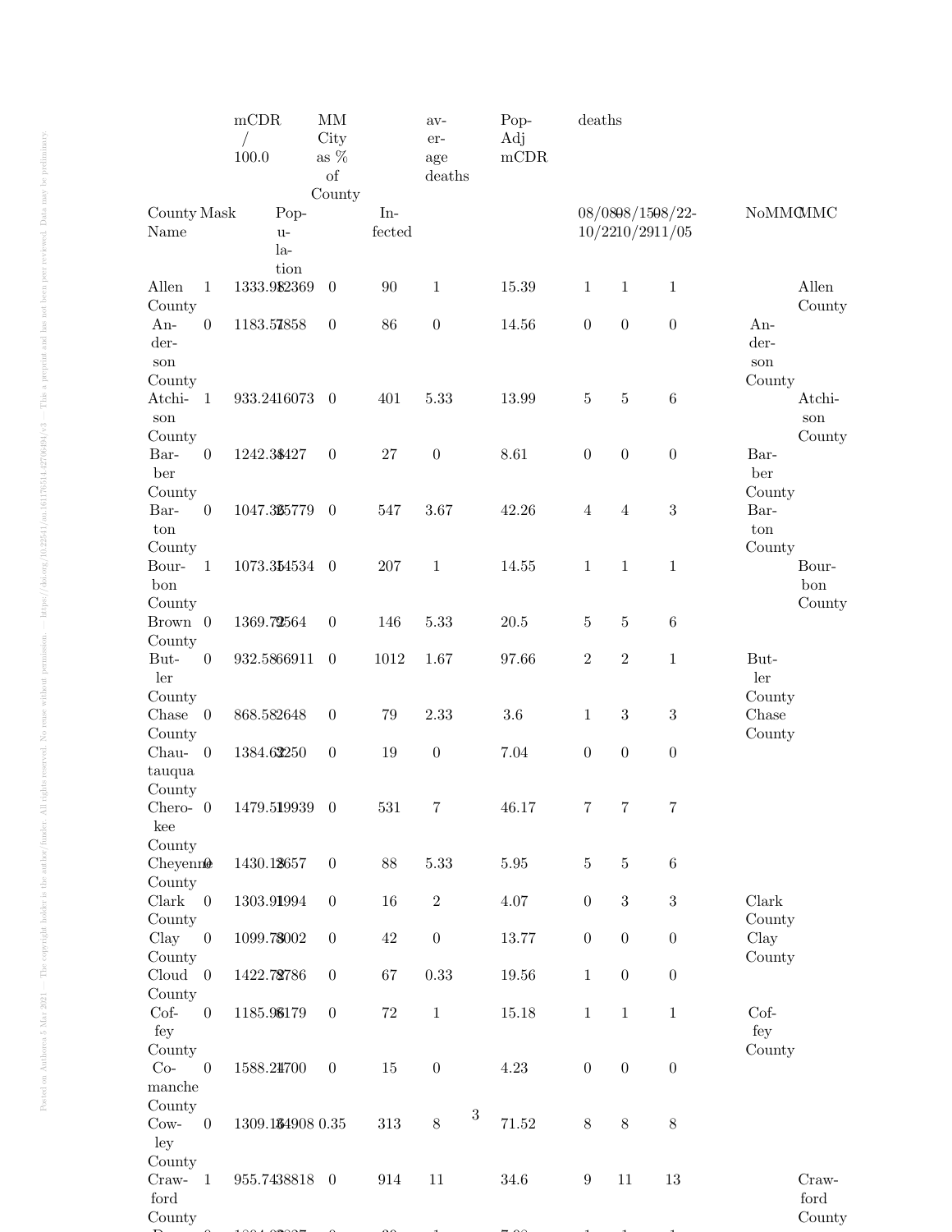| County Name | Mask | mCDR / 100.0 | Population | MM City as % of County | Infected | average deaths | Pop-Adj mCDR | deaths 08/08-10/22 | 08/15-10/29 | 08/22-11/05 | NoMMC | MMC |
|---|---|---|---|---|---|---|---|---|---|---|---|---|
| Allen County | 1 | 1333.91 | 12369 | 0 | 90 | 1 | 15.39 | 1 | 1 | 1 | | Allen County |
| Anderson County | 0 | 1183.57 | 7858 | 0 | 86 | 0 | 14.56 | 0 | 0 | 0 | Anderson County | |
| Atchison County | 1 | 933.24 | 16073 | 0 | 401 | 5.33 | 13.99 | 5 | 5 | 6 | | Atchison County |
| Barber County | 0 | 1242.34 | 4427 | 0 | 27 | 0 | 8.61 | 0 | 0 | 0 | Barber County | |
| Barton County | 0 | 1047.32 | 25779 | 0 | 547 | 3.67 | 42.26 | 4 | 4 | 3 | Barton County | |
| Bourbon County | 1 | 1073.35 | 14534 | 0 | 207 | 1 | 14.55 | 1 | 1 | 1 | | Bourbon County |
| Brown County | 0 | 1369.79 | 9564 | 0 | 146 | 5.33 | 20.5 | 5 | 5 | 6 | | |
| Butler County | 0 | 932.58 | 66911 | 0 | 1012 | 1.67 | 97.66 | 2 | 2 | 1 | Butler County | |
| Chase County | 0 | 868.58 | 2648 | 0 | 79 | 2.33 | 3.6 | 1 | 3 | 3 | Chase County | |
| Chautauqua County | 0 | 1384.62 | 3250 | 0 | 19 | 0 | 7.04 | 0 | 0 | 0 | | |
| Cherokee County | 0 | 1479.51 | 19939 | 0 | 531 | 7 | 46.17 | 7 | 7 | 7 | | |
| Cheyenne County | 0 | 1430.18 | 2657 | 0 | 88 | 5.33 | 5.95 | 5 | 5 | 6 | | |
| Clark County | 0 | 1303.91 | 1994 | 0 | 16 | 2 | 4.07 | 0 | 3 | 3 | Clark County | |
| Clay County | 0 | 1099.73 | 8002 | 0 | 42 | 0 | 13.77 | 0 | 0 | 0 | Clay County | |
| Cloud County | 0 | 1422.72 | 8786 | 0 | 67 | 0.33 | 19.56 | 1 | 0 | 0 | | |
| Coffey County | 0 | 1185.96 | 8179 | 0 | 72 | 1 | 15.18 | 1 | 1 | 1 | Coffey County | |
| Comanche County | 0 | 1588.24 | 1700 | 0 | 15 | 0 | 4.23 | 0 | 0 | 0 | | |
| Cowley County | 0 | 1309.13 | 34908 | 0.35 | 313 | 8 | 71.52 | 8 | 8 | 8 | | |
| Crawford County | 1 | 955.74 | 38818 | 0 | 914 | 11 | 34.6 | 9 | 11 | 13 | | Crawford County |